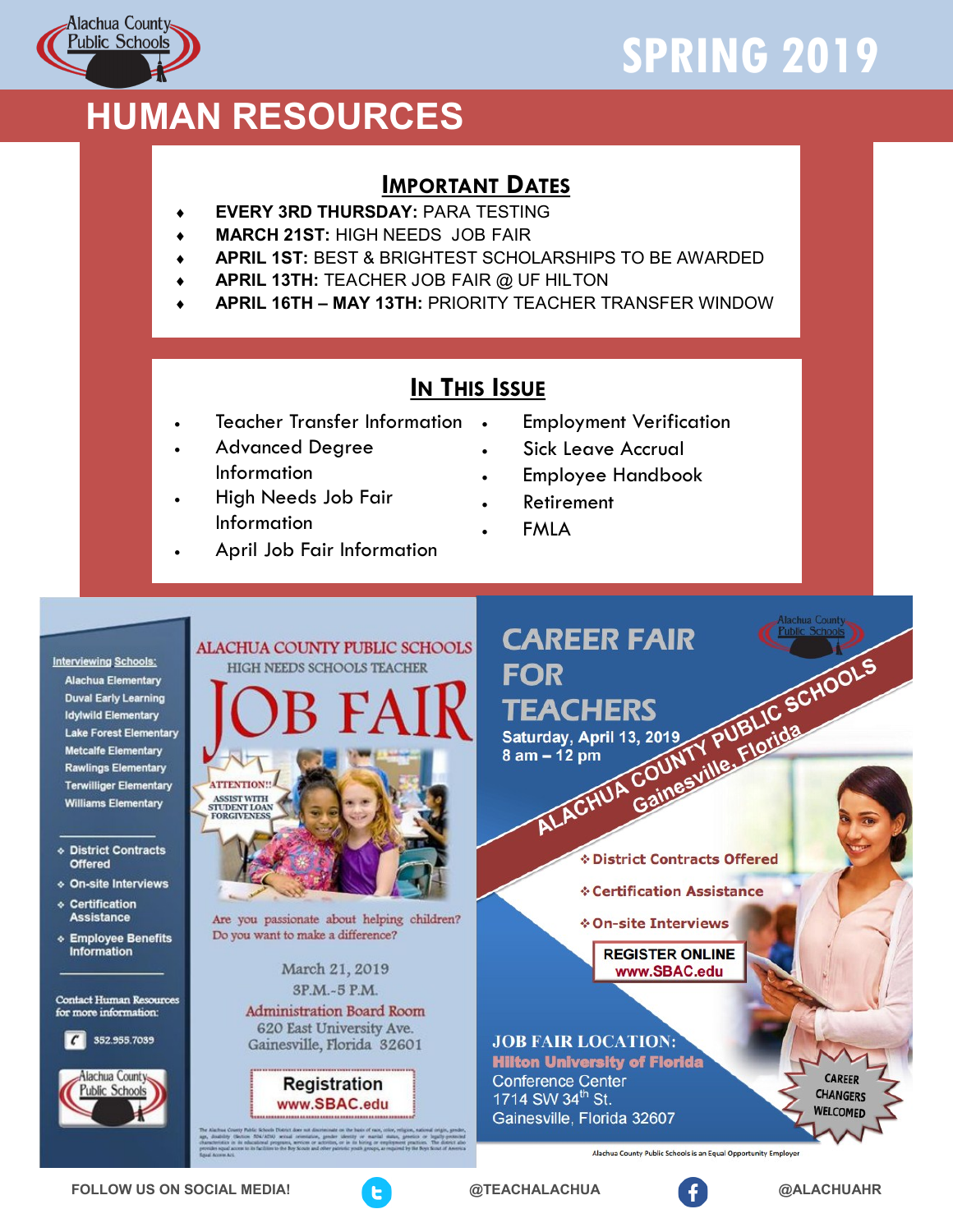Alachua County Public Schools

# SPRING 2019

# HUMAN RESOURCES

## Important Dates

- **EVERY 3RD THURSDAY:** PARA TESTING
- **MARCH 21ST:** HIGH NEEDS JOB FAIR
- **APRIL 1ST:** BEST & BRIGHTEST SCHOLARSHIPS TO BE AWARDED
- **APRIL 13TH:** TEACHER JOB FAIR @ UF HILTON
- **APRIL 16TH – MAY 13TH:** PRIORITY TEACHER TRANSFER WINDOW

## In This Issue

- Teacher Transfer Information
- Advanced Degree Information
- High Needs Job Fair Information
- April Job Fair Information
- Employment Verification
- Sick Leave Accrual
- Employee Handbook
- Retirement
- FMLA

---

### ALACHUA COUNTY PUBLIC SCHOOLS HIGH NEEDS SCHOOLS TEACHER JOB FAIR

**Interviewing Schools:**

- Alachua Elementary
- Duval Early Learning
- Idylwild Elementary
- Lake Forest Elementary
- Metcalfe Elementary
- Rawlings Elementary
- Terwilliger Elementary
- Williams Elementary

- District Contracts Offered
- On-site Interviews
- Certification Assistance
- Employee Benefits Information

Contact Human Resources for more information:

352.955.7039

ATTENTION!! ASSIST WITH STUDENT LOAN FORGIVENESS

Are you passionate about helping children? Do you want to make a difference?

March 21, 2019
3P.M.-5 P.M.
Administration Board Room
620 East University Ave.
Gainesville, Florida 32601

**Registration**
www.SBAC.edu

---

### CAREER FAIR FOR TEACHERS

Saturday, April 13, 2019
8 am – 12 pm

ALACHUA COUNTY PUBLIC SCHOOLS
Gainesville, Florida

- District Contracts Offered
- Certification Assistance
- On-site Interviews

**REGISTER ONLINE**
www.SBAC.edu

**JOB FAIR LOCATION:**
**Hilton University of Florida**
Conference Center
1714 SW 34th St.
Gainesville, Florida 32607

CAREER CHANGERS WELCOMED

Alachua County Public Schools is an Equal Opportunity Employer

---

FOLLOW US ON SOCIAL MEDIA! @TEACHALACHUA @ALACHUAHR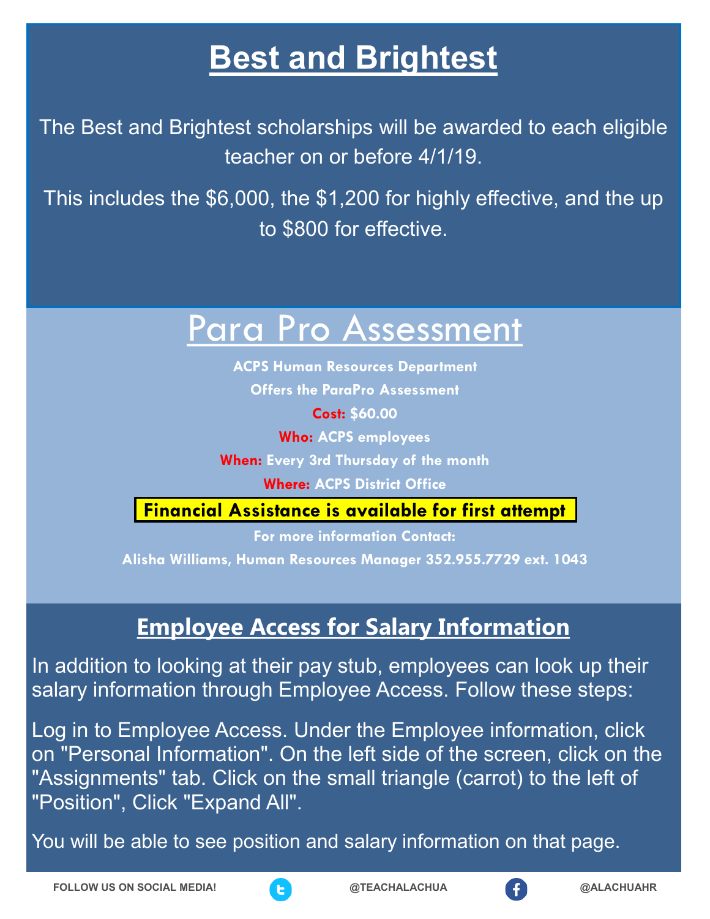# Best and Brightest

The Best and Brightest scholarships will be awarded to each eligible teacher on or before 4/1/19.

This includes the $6,000, the $1,200 for highly effective, and the up to $800 for effective.

# Para Pro Assessment

**ACPS Human Resources Department**

**Offers the ParaPro Assessment**

**Cost:** $60.00

**Who:** ACPS employees

**When:** Every 3rd Thursday of the month

**Where:** ACPS District Office

**Financial Assistance is available for first attempt**

**For more information Contact:**

**Alisha Williams, Human Resources Manager 352.955.7729 ext. 1043**

## Employee Access for Salary Information

In addition to looking at their pay stub, employees can look up their salary information through Employee Access. Follow these steps:

Log in to Employee Access. Under the Employee information, click on "Personal Information". On the left side of the screen, click on the "Assignments" tab. Click on the small triangle (carrot) to the left of "Position", Click "Expand All".

You will be able to see position and salary information on that page.

FOLLOW US ON SOCIAL MEDIA! @TEACHALACHUA @ALACHUAHR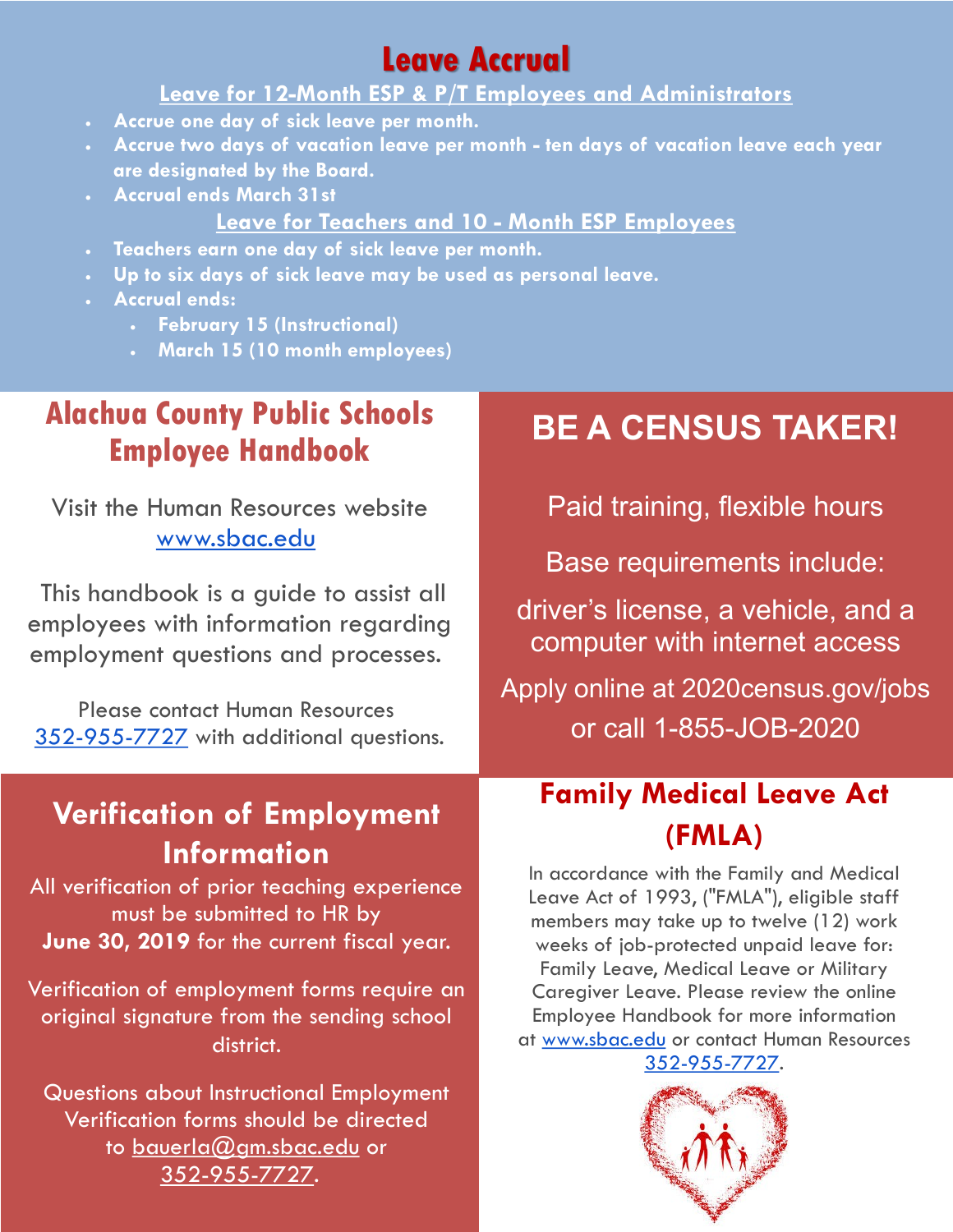# Leave Accrual

## Leave for 12-Month ESP & P/T Employees and Administrators

- **Accrue one day of sick leave per month.**
- **Accrue two days of vacation leave per month - ten days of vacation leave each year are designated by the Board.**
- **Accrual ends March 31st**

## Leave for Teachers and 10 - Month ESP Employees

- **Teachers earn one day of sick leave per month.**
- **Up to six days of sick leave may be used as personal leave.**
- **Accrual ends:**
  - **February 15 (Instructional)**
  - **March 15 (10 month employees)**

## Alachua County Public Schools Employee Handbook

Visit the Human Resources website www.sbac.edu

This handbook is a guide to assist all employees with information regarding employment questions and processes.

Please contact Human Resources 352-955-7727 with additional questions.

## BE A CENSUS TAKER!

Paid training, flexible hours

Base requirements include:

driver's license, a vehicle, and a computer with internet access

Apply online at 2020census.gov/jobs or call 1-855-JOB-2020

## Verification of Employment Information

All verification of prior teaching experience must be submitted to HR by **June 30, 2019** for the current fiscal year.

Verification of employment forms require an original signature from the sending school district.

Questions about Instructional Employment Verification forms should be directed to bauerla@gm.sbac.edu or 352-955-7727.

## Family Medical Leave Act (FMLA)

In accordance with the Family and Medical Leave Act of 1993, ("FMLA"), eligible staff members may take up to twelve (12) work weeks of job-protected unpaid leave for: Family Leave, Medical Leave or Military Caregiver Leave. Please review the online Employee Handbook for more information at www.sbac.edu or contact Human Resources 352-955-7727.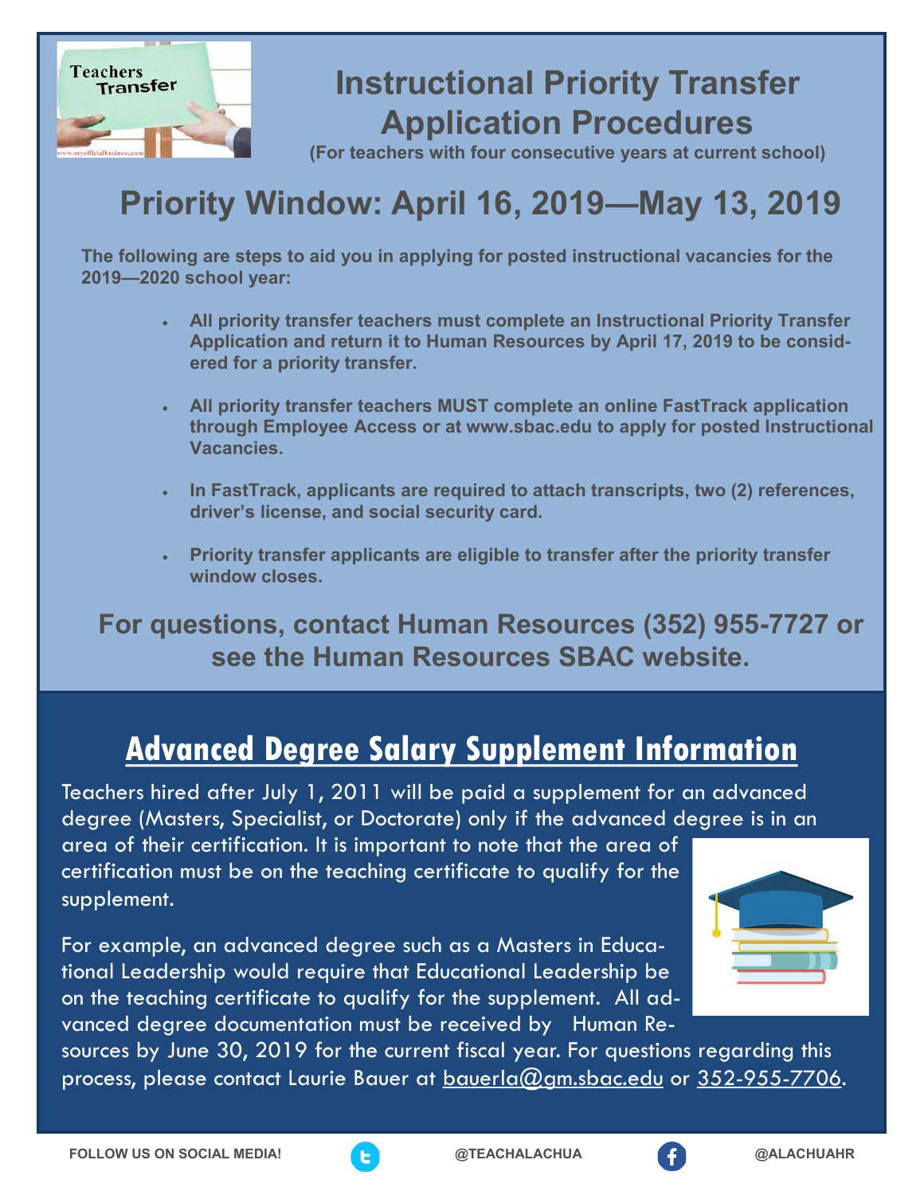# Instructional Priority Transfer Application Procedures

**(For teachers with four consecutive years at current school)**

## Priority Window: April 16, 2019—May 13, 2019

**The following are steps to aid you in applying for posted instructional vacancies for the 2019—2020 school year:**

- **All priority transfer teachers must complete an Instructional Priority Transfer Application and return it to Human Resources by April 17, 2019 to be considered for a priority transfer.**
- **All priority transfer teachers MUST complete an online FastTrack application through Employee Access or at www.sbac.edu to apply for posted Instructional Vacancies.**
- **In FastTrack, applicants are required to attach transcripts, two (2) references, driver's license, and social security card.**
- **Priority transfer applicants are eligible to transfer after the priority transfer window closes.**

**For questions, contact Human Resources (352) 955-7727 or see the Human Resources SBAC website.**

## Advanced Degree Salary Supplement Information

Teachers hired after July 1, 2011 will be paid a supplement for an advanced degree (Masters, Specialist, or Doctorate) only if the advanced degree is in an area of their certification. It is important to note that the area of certification must be on the teaching certificate to qualify for the supplement.

For example, an advanced degree such as a Masters in Educational Leadership would require that Educational Leadership be on the teaching certificate to qualify for the supplement. All advanced degree documentation must be received by Human Resources by June 30, 2019 for the current fiscal year. For questions regarding this process, please contact Laurie Bauer at bauerla@gm.sbac.edu or 352-955-7706.

FOLLOW US ON SOCIAL MEDIA! @TEACHALACHUA @ALACHUAHR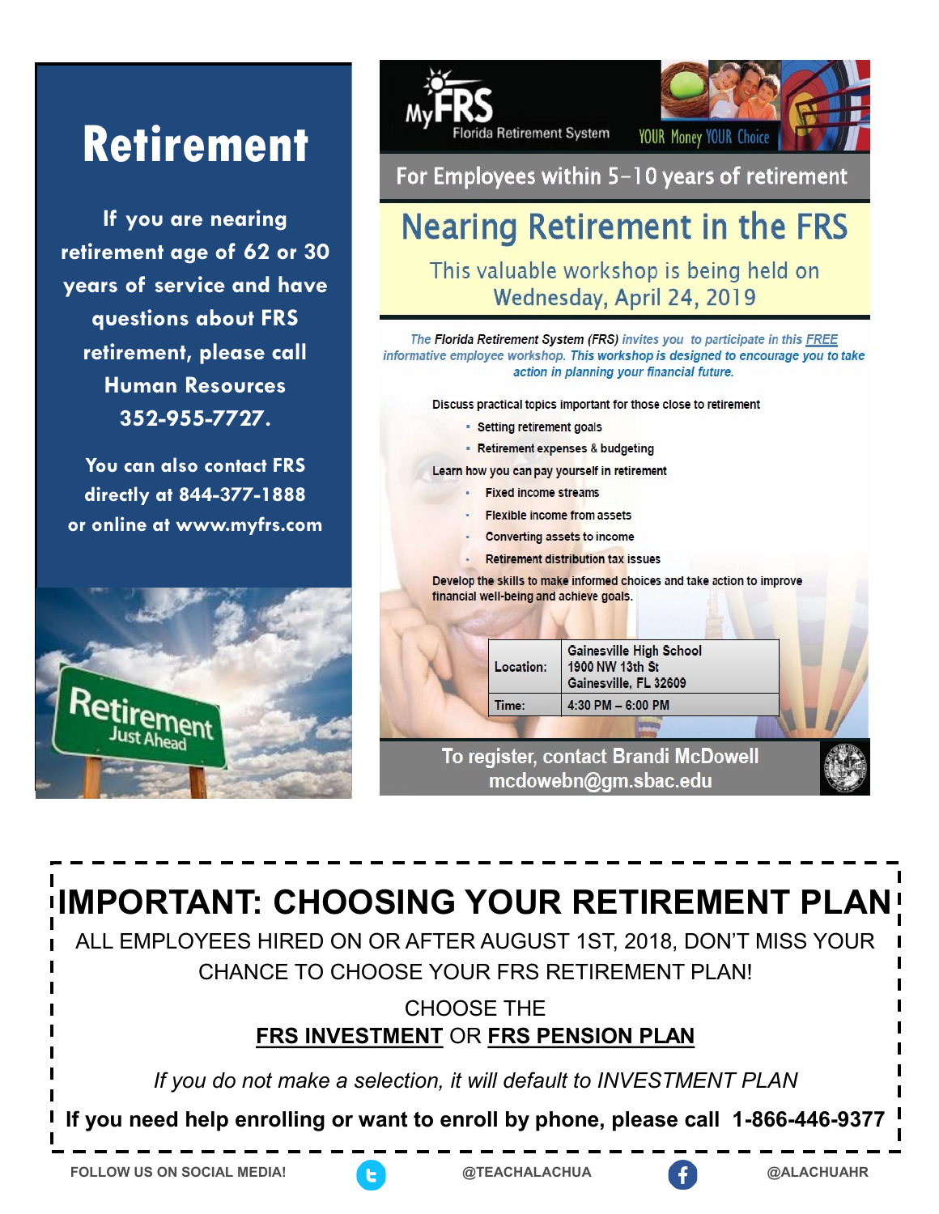# Retirement

If you are nearing retirement age of 62 or 30 years of service and have questions about FRS retirement, please call Human Resources 352-955-7727.

You can also contact FRS directly at 844-377-1888 or online at www.myfrs.com

Retirement Just Ahead

MyFRS Florida Retirement System — YOUR Money YOUR Choice

**For Employees within 5–10 years of retirement**

## Nearing Retirement in the FRS

This valuable workshop is being held on Wednesday, April 24, 2019

*The **Florida Retirement System (FRS)** invites you to participate in this FREE informative employee workshop. **This workshop is designed to encourage you to take action in planning your financial future.***

Discuss practical topics important for those close to retirement

- Setting retirement goals
- Retirement expenses & budgeting

Learn how you can pay yourself in retirement

- Fixed income streams
- Flexible income from assets
- Converting assets to income
- Retirement distribution tax issues

Develop the skills to make informed choices and take action to improve financial well-being and achieve goals.

| | |
|---|---|
| Location: | Gainesville High School<br>1900 NW 13th St<br>Gainesville, FL 32609 |
| Time: | 4:30 PM – 6:00 PM |

**To register, contact Brandi McDowell**
**mcdowebn@gm.sbac.edu**

# IMPORTANT: CHOOSING YOUR RETIREMENT PLAN

ALL EMPLOYEES HIRED ON OR AFTER AUGUST 1ST, 2018, DON'T MISS YOUR CHANCE TO CHOOSE YOUR FRS RETIREMENT PLAN!

CHOOSE THE
**FRS INVESTMENT** OR **FRS PENSION PLAN**

*If you do not make a selection, it will default to INVESTMENT PLAN*

**If you need help enrolling or want to enroll by phone, please call 1-866-446-9377**

FOLLOW US ON SOCIAL MEDIA! @TEACHALACHUA @ALACHUAHR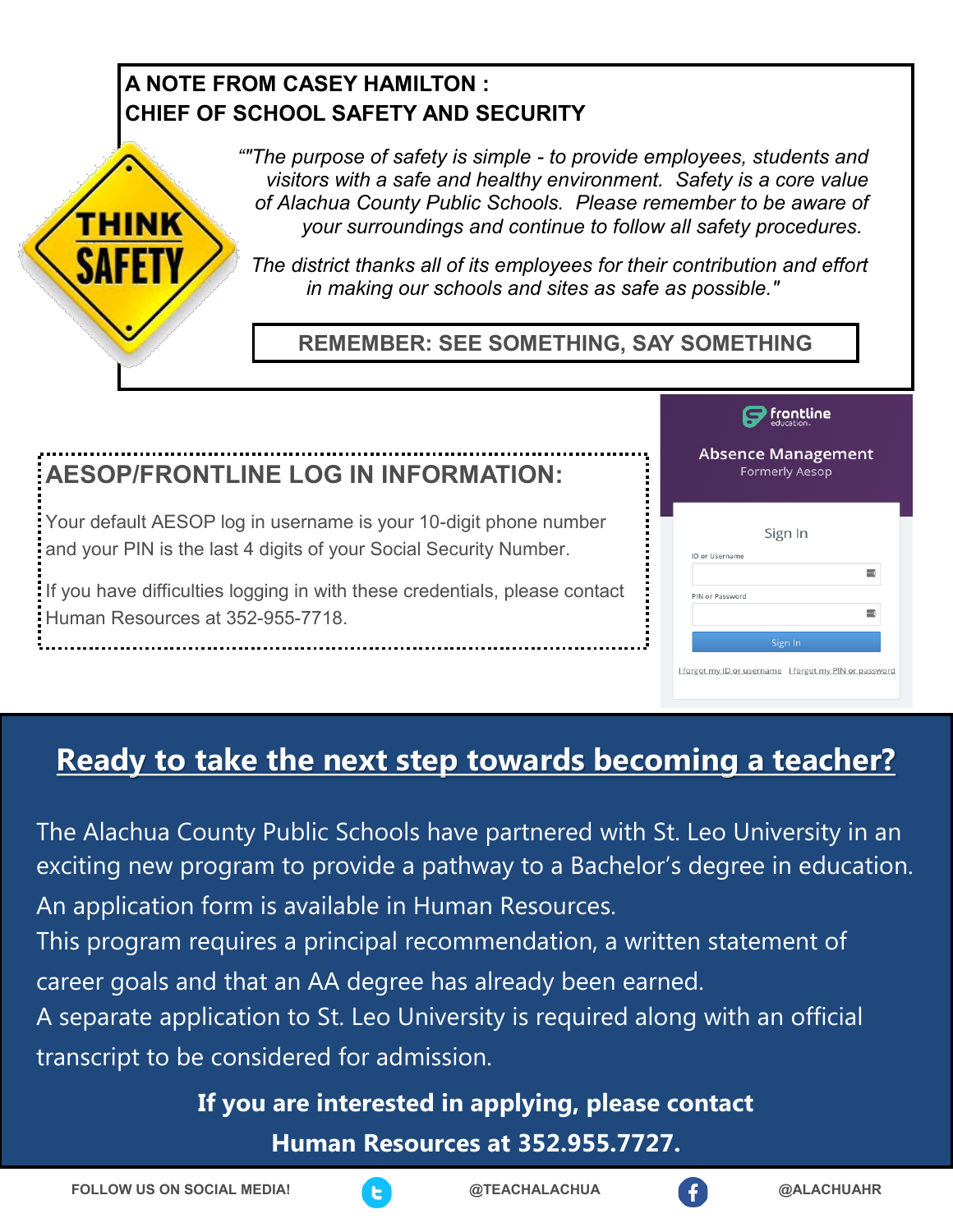## A NOTE FROM CASEY HAMILTON : CHIEF OF SCHOOL SAFETY AND SECURITY

THINK SAFETY

*""The purpose of safety is simple - to provide employees, students and visitors with a safe and healthy environment. Safety is a core value of Alachua County Public Schools. Please remember to be aware of your surroundings and continue to follow all safety procedures.*

*The district thanks all of its employees for their contribution and effort in making our schools and sites as safe as possible."*

**REMEMBER: SEE SOMETHING, SAY SOMETHING**

## AESOP/FRONTLINE LOG IN INFORMATION:

Your default AESOP log in username is your 10-digit phone number and your PIN is the last 4 digits of your Social Security Number.

If you have difficulties logging in with these credentials, please contact Human Resources at 352-955-7718.

frontline education

Absence Management
Formerly Aesop

Sign In

ID or Username

PIN or Password

Sign In

I forgot my ID or username I forgot my PIN or password

## Ready to take the next step towards becoming a teacher?

The Alachua County Public Schools have partnered with St. Leo University in an exciting new program to provide a pathway to a Bachelor's degree in education.
An application form is available in Human Resources.
This program requires a principal recommendation, a written statement of career goals and that an AA degree has already been earned.
A separate application to St. Leo University is required along with an official transcript to be considered for admission.

**If you are interested in applying, please contact Human Resources at 352.955.7727.**

FOLLOW US ON SOCIAL MEDIA! @TEACHALACHUA @ALACHUAHR